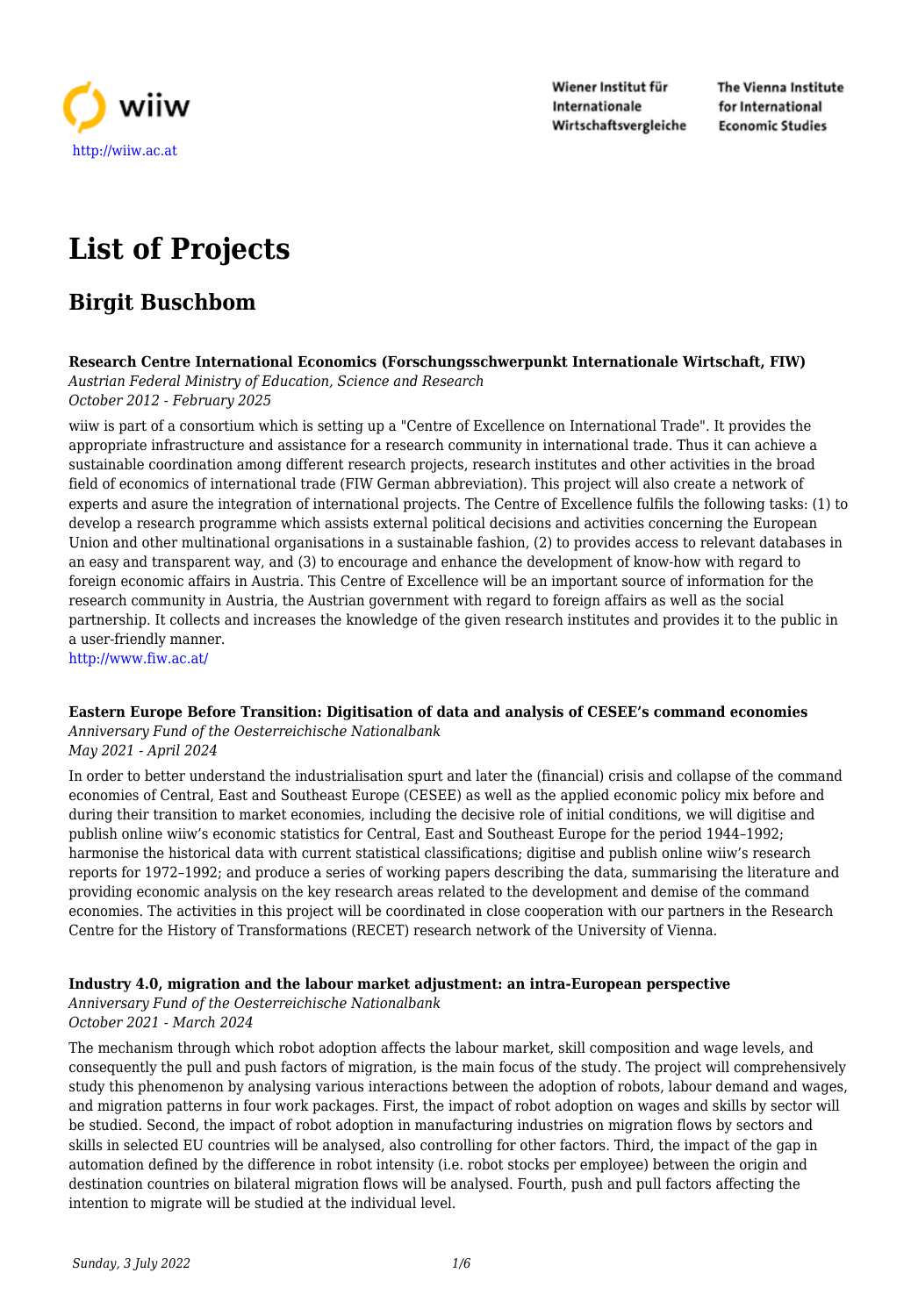http://wiiw.ac.at

Wiener Institut für Internationale Wirtschaftsvergleiche

The Vienna Institute for International Economic Studies

# List of Projects

## Birgit Buschbom

**Research Centre International Economics (Forschungsschwerpunkt Internationale Wirtschaft, FIW)**
*Austrian Federal Ministry of Education, Science and Research*
*October 2012 - February 2025*

wiiw is part of a consortium which is setting up a "Centre of Excellence on International Trade". It provides the appropriate infrastructure and assistance for a research community in international trade. Thus it can achieve a sustainable coordination among different research projects, research institutes and other activities in the broad field of economics of international trade (FIW German abbreviation). This project will also create a network of experts and asure the integration of international projects. The Centre of Excellence fulfils the following tasks: (1) to develop a research programme which assists external political decisions and activities concerning the European Union and other multinational organisations in a sustainable fashion, (2) to provides access to relevant databases in an easy and transparent way, and (3) to encourage and enhance the development of know-how with regard to foreign economic affairs in Austria. This Centre of Excellence will be an important source of information for the research community in Austria, the Austrian government with regard to foreign affairs as well as the social partnership. It collects and increases the knowledge of the given research institutes and provides it to the public in a user-friendly manner.
http://www.fiw.ac.at/

**Eastern Europe Before Transition: Digitisation of data and analysis of CESEE's command economies**
*Anniversary Fund of the Oesterreichische Nationalbank*
*May 2021 - April 2024*

In order to better understand the industrialisation spurt and later the (financial) crisis and collapse of the command economies of Central, East and Southeast Europe (CESEE) as well as the applied economic policy mix before and during their transition to market economies, including the decisive role of initial conditions, we will digitise and publish online wiiw's economic statistics for Central, East and Southeast Europe for the period 1944–1992; harmonise the historical data with current statistical classifications; digitise and publish online wiiw's research reports for 1972–1992; and produce a series of working papers describing the data, summarising the literature and providing economic analysis on the key research areas related to the development and demise of the command economies. The activities in this project will be coordinated in close cooperation with our partners in the Research Centre for the History of Transformations (RECET) research network of the University of Vienna.

**Industry 4.0, migration and the labour market adjustment: an intra-European perspective**
*Anniversary Fund of the Oesterreichische Nationalbank*
*October 2021 - March 2024*

The mechanism through which robot adoption affects the labour market, skill composition and wage levels, and consequently the pull and push factors of migration, is the main focus of the study. The project will comprehensively study this phenomenon by analysing various interactions between the adoption of robots, labour demand and wages, and migration patterns in four work packages. First, the impact of robot adoption on wages and skills by sector will be studied. Second, the impact of robot adoption in manufacturing industries on migration flows by sectors and skills in selected EU countries will be analysed, also controlling for other factors. Third, the impact of the gap in automation defined by the difference in robot intensity (i.e. robot stocks per employee) between the origin and destination countries on bilateral migration flows will be analysed. Fourth, push and pull factors affecting the intention to migrate will be studied at the individual level.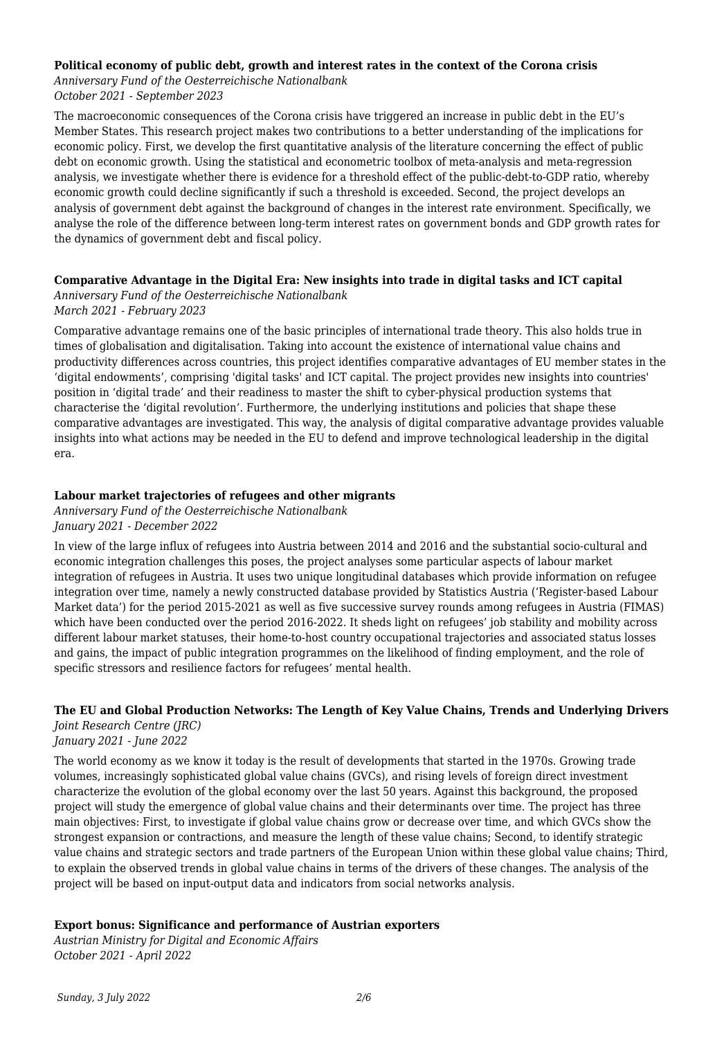**Political economy of public debt, growth and interest rates in the context of the Corona crisis**

*Anniversary Fund of the Oesterreichische Nationalbank*
*October 2021 - September 2023*

The macroeconomic consequences of the Corona crisis have triggered an increase in public debt in the EU's Member States. This research project makes two contributions to a better understanding of the implications for economic policy. First, we develop the first quantitative analysis of the literature concerning the effect of public debt on economic growth. Using the statistical and econometric toolbox of meta-analysis and meta-regression analysis, we investigate whether there is evidence for a threshold effect of the public-debt-to-GDP ratio, whereby economic growth could decline significantly if such a threshold is exceeded. Second, the project develops an analysis of government debt against the background of changes in the interest rate environment. Specifically, we analyse the role of the difference between long-term interest rates on government bonds and GDP growth rates for the dynamics of government debt and fiscal policy.

**Comparative Advantage in the Digital Era: New insights into trade in digital tasks and ICT capital**

*Anniversary Fund of the Oesterreichische Nationalbank*
*March 2021 - February 2023*

Comparative advantage remains one of the basic principles of international trade theory. This also holds true in times of globalisation and digitalisation. Taking into account the existence of international value chains and productivity differences across countries, this project identifies comparative advantages of EU member states in the 'digital endowments', comprising 'digital tasks' and ICT capital. The project provides new insights into countries' position in 'digital trade' and their readiness to master the shift to cyber-physical production systems that characterise the 'digital revolution'. Furthermore, the underlying institutions and policies that shape these comparative advantages are investigated. This way, the analysis of digital comparative advantage provides valuable insights into what actions may be needed in the EU to defend and improve technological leadership in the digital era.

**Labour market trajectories of refugees and other migrants**

*Anniversary Fund of the Oesterreichische Nationalbank*
*January 2021 - December 2022*

In view of the large influx of refugees into Austria between 2014 and 2016 and the substantial socio-cultural and economic integration challenges this poses, the project analyses some particular aspects of labour market integration of refugees in Austria. It uses two unique longitudinal databases which provide information on refugee integration over time, namely a newly constructed database provided by Statistics Austria ('Register-based Labour Market data') for the period 2015-2021 as well as five successive survey rounds among refugees in Austria (FIMAS) which have been conducted over the period 2016-2022. It sheds light on refugees' job stability and mobility across different labour market statuses, their home-to-host country occupational trajectories and associated status losses and gains, the impact of public integration programmes on the likelihood of finding employment, and the role of specific stressors and resilience factors for refugees' mental health.

**The EU and Global Production Networks: The Length of Key Value Chains, Trends and Underlying Drivers**

*Joint Research Centre (JRC)*
*January 2021 - June 2022*

The world economy as we know it today is the result of developments that started in the 1970s. Growing trade volumes, increasingly sophisticated global value chains (GVCs), and rising levels of foreign direct investment characterize the evolution of the global economy over the last 50 years. Against this background, the proposed project will study the emergence of global value chains and their determinants over time. The project has three main objectives: First, to investigate if global value chains grow or decrease over time, and which GVCs show the strongest expansion or contractions, and measure the length of these value chains; Second, to identify strategic value chains and strategic sectors and trade partners of the European Union within these global value chains; Third, to explain the observed trends in global value chains in terms of the drivers of these changes. The analysis of the project will be based on input-output data and indicators from social networks analysis.

**Export bonus: Significance and performance of Austrian exporters**

*Austrian Ministry for Digital and Economic Affairs*
*October 2021 - April 2022*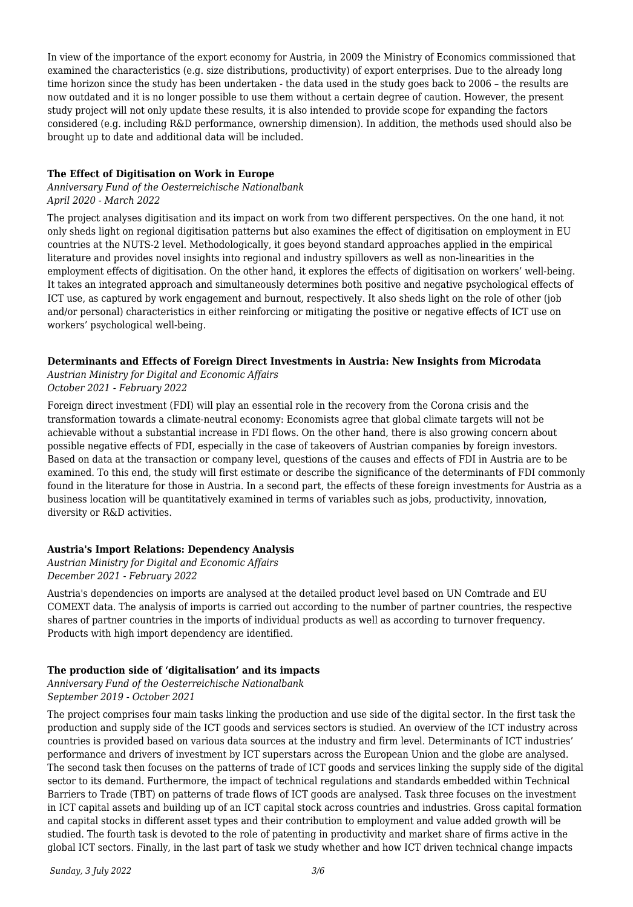In view of the importance of the export economy for Austria, in 2009 the Ministry of Economics commissioned that examined the characteristics (e.g. size distributions, productivity) of export enterprises. Due to the already long time horizon since the study has been undertaken - the data used in the study goes back to 2006 – the results are now outdated and it is no longer possible to use them without a certain degree of caution. However, the present study project will not only update these results, it is also intended to provide scope for expanding the factors considered (e.g. including R&D performance, ownership dimension). In addition, the methods used should also be brought up to date and additional data will be included.

**The Effect of Digitisation on Work in Europe**

*Anniversary Fund of the Oesterreichische Nationalbank*
*April 2020 - March 2022*

The project analyses digitisation and its impact on work from two different perspectives. On the one hand, it not only sheds light on regional digitisation patterns but also examines the effect of digitisation on employment in EU countries at the NUTS-2 level. Methodologically, it goes beyond standard approaches applied in the empirical literature and provides novel insights into regional and industry spillovers as well as non-linearities in the employment effects of digitisation. On the other hand, it explores the effects of digitisation on workers' well-being. It takes an integrated approach and simultaneously determines both positive and negative psychological effects of ICT use, as captured by work engagement and burnout, respectively. It also sheds light on the role of other (job and/or personal) characteristics in either reinforcing or mitigating the positive or negative effects of ICT use on workers' psychological well-being.

**Determinants and Effects of Foreign Direct Investments in Austria: New Insights from Microdata**

*Austrian Ministry for Digital and Economic Affairs*
*October 2021 - February 2022*

Foreign direct investment (FDI) will play an essential role in the recovery from the Corona crisis and the transformation towards a climate-neutral economy: Economists agree that global climate targets will not be achievable without a substantial increase in FDI flows. On the other hand, there is also growing concern about possible negative effects of FDI, especially in the case of takeovers of Austrian companies by foreign investors. Based on data at the transaction or company level, questions of the causes and effects of FDI in Austria are to be examined. To this end, the study will first estimate or describe the significance of the determinants of FDI commonly found in the literature for those in Austria. In a second part, the effects of these foreign investments for Austria as a business location will be quantitatively examined in terms of variables such as jobs, productivity, innovation, diversity or R&D activities.

**Austria's Import Relations: Dependency Analysis**

*Austrian Ministry for Digital and Economic Affairs*
*December 2021 - February 2022*

Austria's dependencies on imports are analysed at the detailed product level based on UN Comtrade and EU COMEXT data. The analysis of imports is carried out according to the number of partner countries, the respective shares of partner countries in the imports of individual products as well as according to turnover frequency. Products with high import dependency are identified.

**The production side of 'digitalisation' and its impacts**

*Anniversary Fund of the Oesterreichische Nationalbank*
*September 2019 - October 2021*

The project comprises four main tasks linking the production and use side of the digital sector. In the first task the production and supply side of the ICT goods and services sectors is studied. An overview of the ICT industry across countries is provided based on various data sources at the industry and firm level. Determinants of ICT industries' performance and drivers of investment by ICT superstars across the European Union and the globe are analysed. The second task then focuses on the patterns of trade of ICT goods and services linking the supply side of the digital sector to its demand. Furthermore, the impact of technical regulations and standards embedded within Technical Barriers to Trade (TBT) on patterns of trade flows of ICT goods are analysed. Task three focuses on the investment in ICT capital assets and building up of an ICT capital stock across countries and industries. Gross capital formation and capital stocks in different asset types and their contribution to employment and value added growth will be studied. The fourth task is devoted to the role of patenting in productivity and market share of firms active in the global ICT sectors. Finally, in the last part of task we study whether and how ICT driven technical change impacts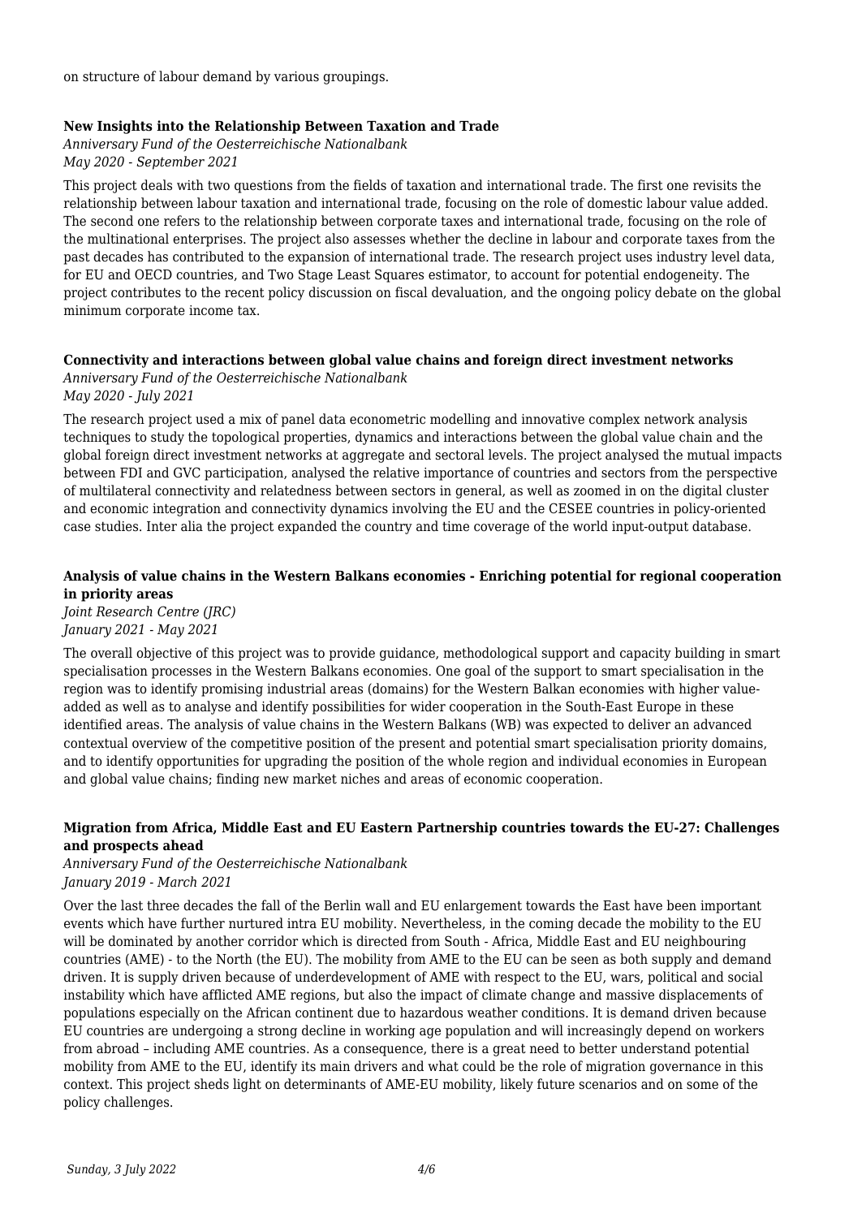on structure of labour demand by various groupings.

**New Insights into the Relationship Between Taxation and Trade**

*Anniversary Fund of the Oesterreichische Nationalbank*
*May 2020 - September 2021*

This project deals with two questions from the fields of taxation and international trade. The first one revisits the relationship between labour taxation and international trade, focusing on the role of domestic labour value added. The second one refers to the relationship between corporate taxes and international trade, focusing on the role of the multinational enterprises. The project also assesses whether the decline in labour and corporate taxes from the past decades has contributed to the expansion of international trade. The research project uses industry level data, for EU and OECD countries, and Two Stage Least Squares estimator, to account for potential endogeneity. The project contributes to the recent policy discussion on fiscal devaluation, and the ongoing policy debate on the global minimum corporate income tax.

**Connectivity and interactions between global value chains and foreign direct investment networks**

*Anniversary Fund of the Oesterreichische Nationalbank*
*May 2020 - July 2021*

The research project used a mix of panel data econometric modelling and innovative complex network analysis techniques to study the topological properties, dynamics and interactions between the global value chain and the global foreign direct investment networks at aggregate and sectoral levels. The project analysed the mutual impacts between FDI and GVC participation, analysed the relative importance of countries and sectors from the perspective of multilateral connectivity and relatedness between sectors in general, as well as zoomed in on the digital cluster and economic integration and connectivity dynamics involving the EU and the CESEE countries in policy-oriented case studies. Inter alia the project expanded the country and time coverage of the world input-output database.

**Analysis of value chains in the Western Balkans economies - Enriching potential for regional cooperation in priority areas**

*Joint Research Centre (JRC)*
*January 2021 - May 2021*

The overall objective of this project was to provide guidance, methodological support and capacity building in smart specialisation processes in the Western Balkans economies. One goal of the support to smart specialisation in the region was to identify promising industrial areas (domains) for the Western Balkan economies with higher value-added as well as to analyse and identify possibilities for wider cooperation in the South-East Europe in these identified areas. The analysis of value chains in the Western Balkans (WB) was expected to deliver an advanced contextual overview of the competitive position of the present and potential smart specialisation priority domains, and to identify opportunities for upgrading the position of the whole region and individual economies in European and global value chains; finding new market niches and areas of economic cooperation.

**Migration from Africa, Middle East and EU Eastern Partnership countries towards the EU-27: Challenges and prospects ahead**

*Anniversary Fund of the Oesterreichische Nationalbank*
*January 2019 - March 2021*

Over the last three decades the fall of the Berlin wall and EU enlargement towards the East have been important events which have further nurtured intra EU mobility. Nevertheless, in the coming decade the mobility to the EU will be dominated by another corridor which is directed from South - Africa, Middle East and EU neighbouring countries (AME) - to the North (the EU). The mobility from AME to the EU can be seen as both supply and demand driven. It is supply driven because of underdevelopment of AME with respect to the EU, wars, political and social instability which have afflicted AME regions, but also the impact of climate change and massive displacements of populations especially on the African continent due to hazardous weather conditions. It is demand driven because EU countries are undergoing a strong decline in working age population and will increasingly depend on workers from abroad – including AME countries. As a consequence, there is a great need to better understand potential mobility from AME to the EU, identify its main drivers and what could be the role of migration governance in this context. This project sheds light on determinants of AME-EU mobility, likely future scenarios and on some of the policy challenges.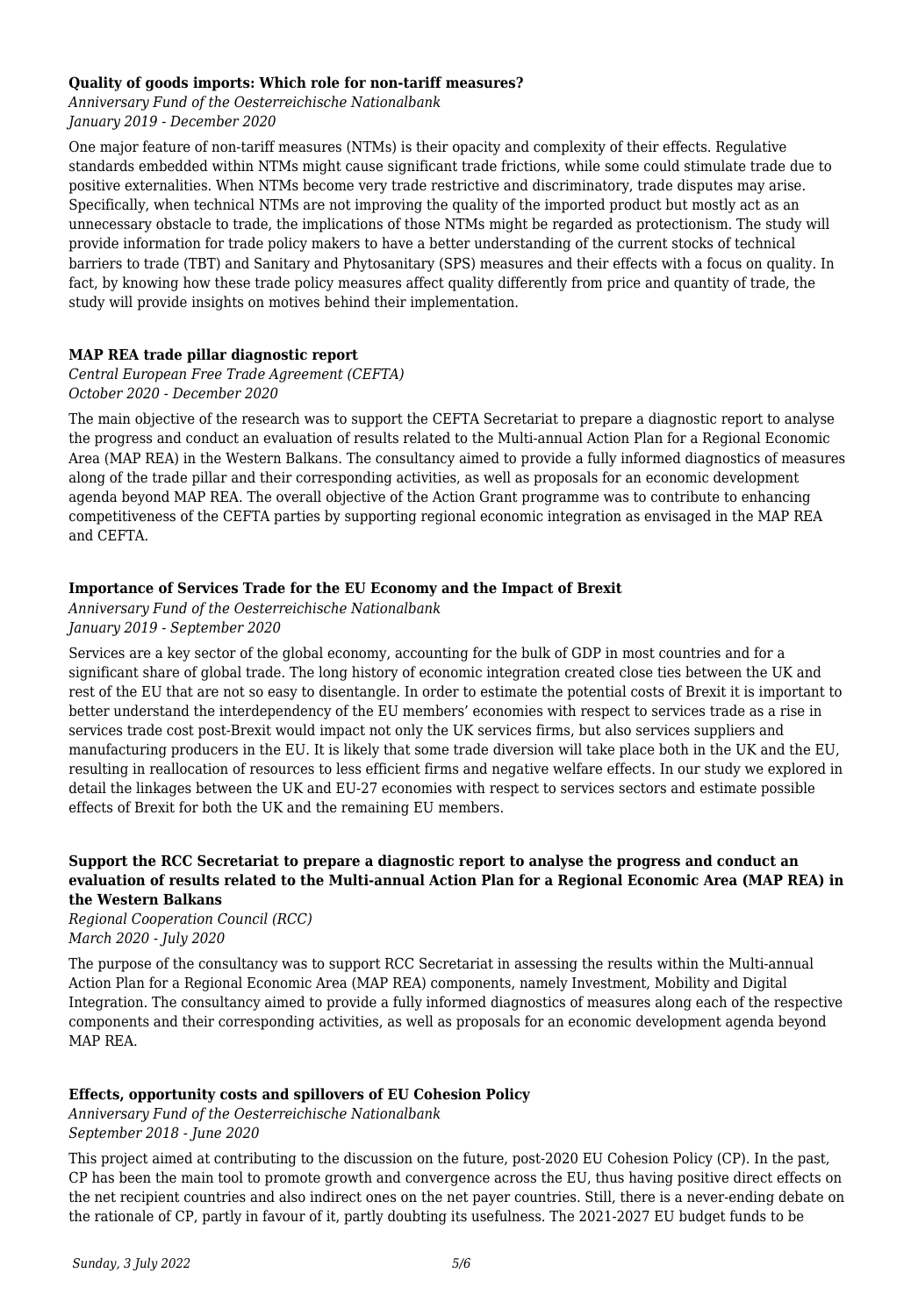**Quality of goods imports: Which role for non-tariff measures?**

*Anniversary Fund of the Oesterreichische Nationalbank*
*January 2019 - December 2020*

One major feature of non-tariff measures (NTMs) is their opacity and complexity of their effects. Regulative standards embedded within NTMs might cause significant trade frictions, while some could stimulate trade due to positive externalities. When NTMs become very trade restrictive and discriminatory, trade disputes may arise. Specifically, when technical NTMs are not improving the quality of the imported product but mostly act as an unnecessary obstacle to trade, the implications of those NTMs might be regarded as protectionism. The study will provide information for trade policy makers to have a better understanding of the current stocks of technical barriers to trade (TBT) and Sanitary and Phytosanitary (SPS) measures and their effects with a focus on quality. In fact, by knowing how these trade policy measures affect quality differently from price and quantity of trade, the study will provide insights on motives behind their implementation.

**MAP REA trade pillar diagnostic report**

*Central European Free Trade Agreement (CEFTA)*
*October 2020 - December 2020*

The main objective of the research was to support the CEFTA Secretariat to prepare a diagnostic report to analyse the progress and conduct an evaluation of results related to the Multi-annual Action Plan for a Regional Economic Area (MAP REA) in the Western Balkans. The consultancy aimed to provide a fully informed diagnostics of measures along of the trade pillar and their corresponding activities, as well as proposals for an economic development agenda beyond MAP REA. The overall objective of the Action Grant programme was to contribute to enhancing competitiveness of the CEFTA parties by supporting regional economic integration as envisaged in the MAP REA and CEFTA.

**Importance of Services Trade for the EU Economy and the Impact of Brexit**

*Anniversary Fund of the Oesterreichische Nationalbank*
*January 2019 - September 2020*

Services are a key sector of the global economy, accounting for the bulk of GDP in most countries and for a significant share of global trade. The long history of economic integration created close ties between the UK and rest of the EU that are not so easy to disentangle. In order to estimate the potential costs of Brexit it is important to better understand the interdependency of the EU members' economies with respect to services trade as a rise in services trade cost post-Brexit would impact not only the UK services firms, but also services suppliers and manufacturing producers in the EU. It is likely that some trade diversion will take place both in the UK and the EU, resulting in reallocation of resources to less efficient firms and negative welfare effects. In our study we explored in detail the linkages between the UK and EU-27 economies with respect to services sectors and estimate possible effects of Brexit for both the UK and the remaining EU members.

**Support the RCC Secretariat to prepare a diagnostic report to analyse the progress and conduct an evaluation of results related to the Multi-annual Action Plan for a Regional Economic Area (MAP REA) in the Western Balkans**

*Regional Cooperation Council (RCC)*
*March 2020 - July 2020*

The purpose of the consultancy was to support RCC Secretariat in assessing the results within the Multi-annual Action Plan for a Regional Economic Area (MAP REA) components, namely Investment, Mobility and Digital Integration. The consultancy aimed to provide a fully informed diagnostics of measures along each of the respective components and their corresponding activities, as well as proposals for an economic development agenda beyond MAP REA.

**Effects, opportunity costs and spillovers of EU Cohesion Policy**

*Anniversary Fund of the Oesterreichische Nationalbank*
*September 2018 - June 2020*

This project aimed at contributing to the discussion on the future, post-2020 EU Cohesion Policy (CP). In the past, CP has been the main tool to promote growth and convergence across the EU, thus having positive direct effects on the net recipient countries and also indirect ones on the net payer countries. Still, there is a never-ending debate on the rationale of CP, partly in favour of it, partly doubting its usefulness. The 2021-2027 EU budget funds to be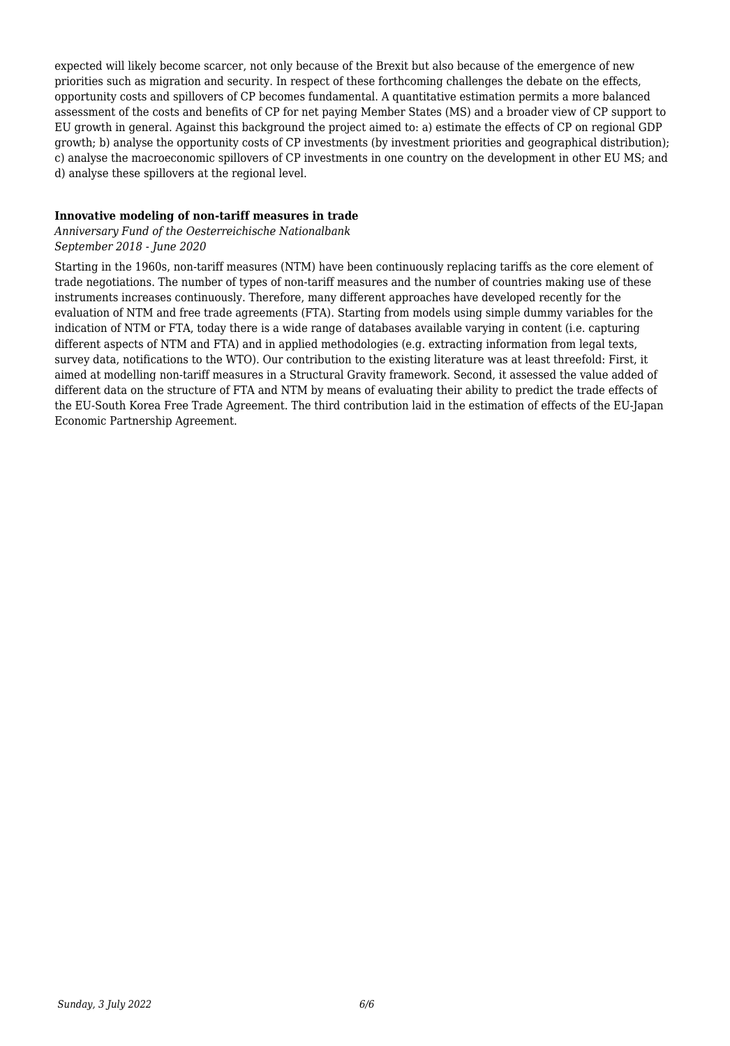expected will likely become scarcer, not only because of the Brexit but also because of the emergence of new priorities such as migration and security. In respect of these forthcoming challenges the debate on the effects, opportunity costs and spillovers of CP becomes fundamental. A quantitative estimation permits a more balanced assessment of the costs and benefits of CP for net paying Member States (MS) and a broader view of CP support to EU growth in general. Against this background the project aimed to: a) estimate the effects of CP on regional GDP growth; b) analyse the opportunity costs of CP investments (by investment priorities and geographical distribution); c) analyse the macroeconomic spillovers of CP investments in one country on the development in other EU MS; and d) analyse these spillovers at the regional level.

**Innovative modeling of non-tariff measures in trade**

*Anniversary Fund of the Oesterreichische Nationalbank*
*September 2018 - June 2020*

Starting in the 1960s, non-tariff measures (NTM) have been continuously replacing tariffs as the core element of trade negotiations. The number of types of non-tariff measures and the number of countries making use of these instruments increases continuously. Therefore, many different approaches have developed recently for the evaluation of NTM and free trade agreements (FTA). Starting from models using simple dummy variables for the indication of NTM or FTA, today there is a wide range of databases available varying in content (i.e. capturing different aspects of NTM and FTA) and in applied methodologies (e.g. extracting information from legal texts, survey data, notifications to the WTO). Our contribution to the existing literature was at least threefold: First, it aimed at modelling non-tariff measures in a Structural Gravity framework. Second, it assessed the value added of different data on the structure of FTA and NTM by means of evaluating their ability to predict the trade effects of the EU-South Korea Free Trade Agreement. The third contribution laid in the estimation of effects of the EU-Japan Economic Partnership Agreement.